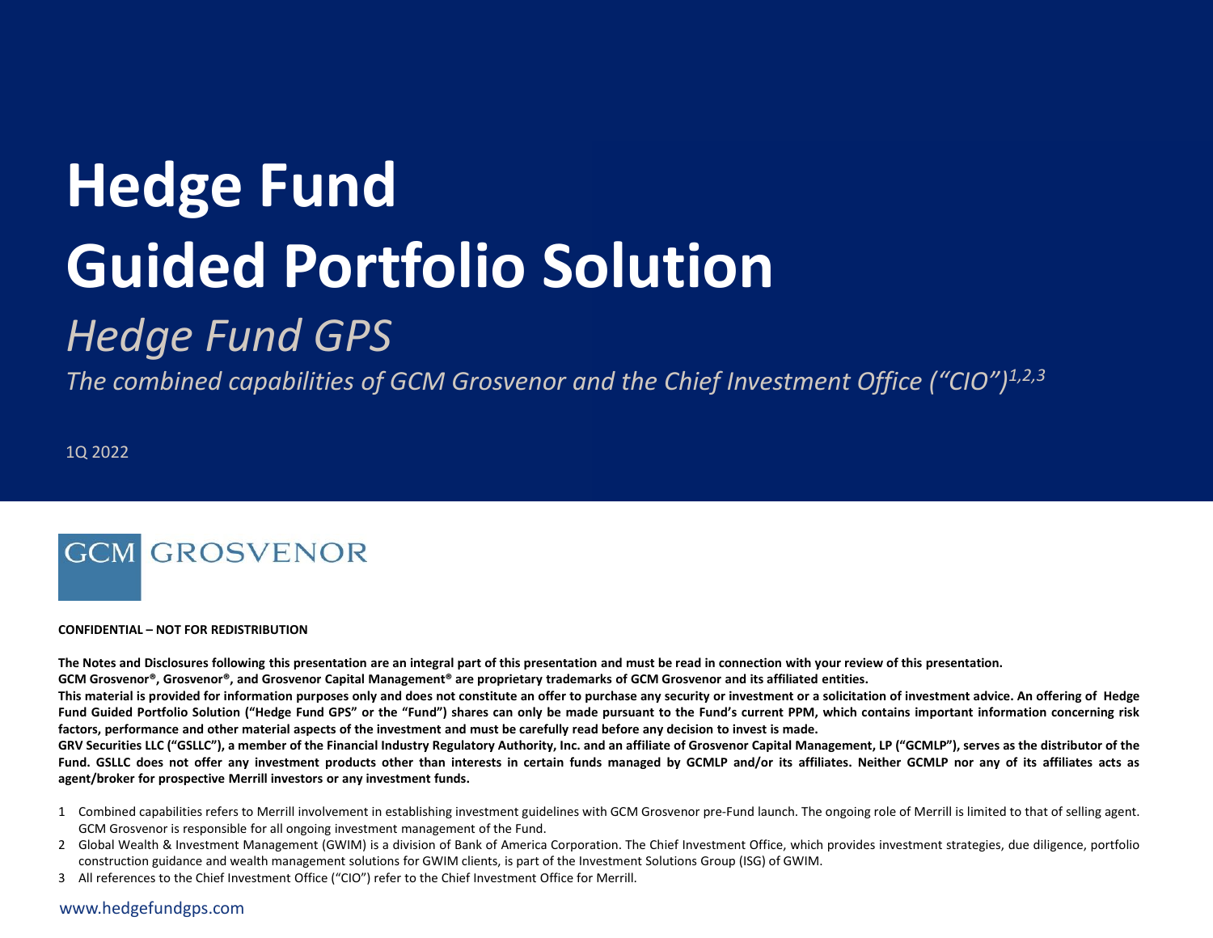# Hedge Fund Guided Portfolio Solution

## *Hedge Fund GPS*

*The combined capabilities of GCM Grosvenor and the Chief Investment Office ("CIO")[1,2,3]*

1Q 2022

GCM GROSVENOR

**CONFIDENTIAL – NOT FOR REDISTRIBUTION**

**The Notes and Disclosures following this presentation are an integral part of this presentation and must be read in connection with your review of this presentation.**

**GCM Grosvenor®, Grosvenor®, and Grosvenor Capital Management® are proprietary trademarks of GCM Grosvenor and its affiliated entities.**

**This material is provided for information purposes only and does not constitute an offer to purchase any security or investment or a solicitation of investment advice. An offering of Hedge Fund Guided Portfolio Solution ("Hedge Fund GPS" or the "Fund") shares can only be made pursuant to the Fund's current PPM, which contains important information concerning risk factors, performance and other material aspects of the investment and must be carefully read before any decision to invest is made.**

**GRV Securities LLC ("GSLLC"), a member of the Financial Industry Regulatory Authority, Inc. and an affiliate of Grosvenor Capital Management, LP ("GCMLP"), serves as the distributor of the Fund. GSLLC does not offer any investment products other than interests in certain funds managed by GCMLP and/or its affiliates. Neither GCMLP nor any of its affiliates acts as agent/broker for prospective Merrill investors or any investment funds.**

1. Combined capabilities refers to Merrill involvement in establishing investment guidelines with GCM Grosvenor pre-Fund launch. The ongoing role of Merrill is limited to that of selling agent. GCM Grosvenor is responsible for all ongoing investment management of the Fund.
2. Global Wealth & Investment Management (GWIM) is a division of Bank of America Corporation. The Chief Investment Office, which provides investment strategies, due diligence, portfolio construction guidance and wealth management solutions for GWIM clients, is part of the Investment Solutions Group (ISG) of GWIM.
3. All references to the Chief Investment Office ("CIO") refer to the Chief Investment Office for Merrill.

www.hedgefundgps.com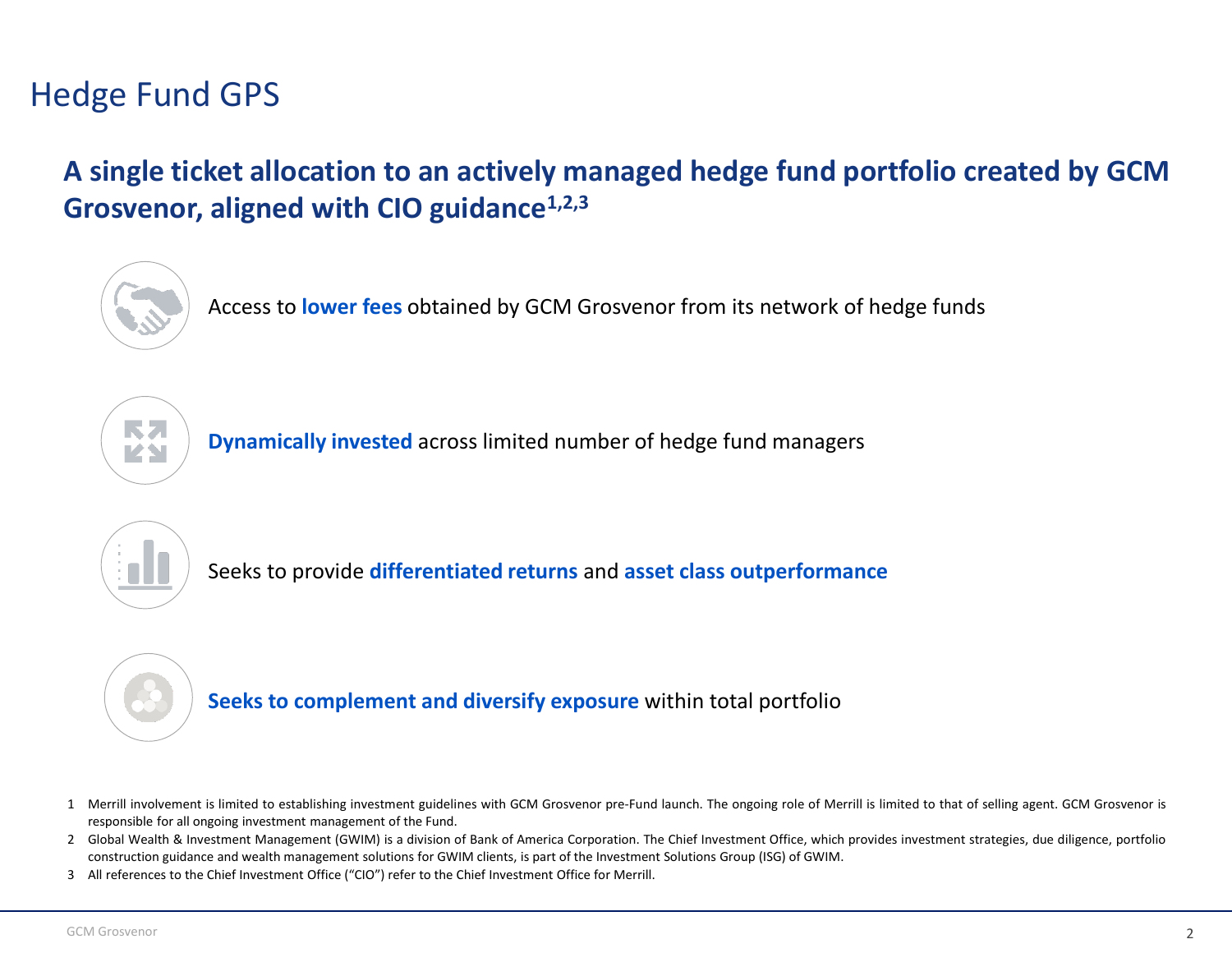# Hedge Fund GPS

## A single ticket allocation to an actively managed hedge fund portfolio created by GCM Grosvenor, aligned with CIO guidance[1,2,3]

Access to **lower fees** obtained by GCM Grosvenor from its network of hedge funds

**Dynamically invested** across limited number of hedge fund managers

Seeks to provide **differentiated returns** and **asset class outperformance**

**Seeks to complement and diversify exposure** within total portfolio

1 Merrill involvement is limited to establishing investment guidelines with GCM Grosvenor pre-Fund launch. The ongoing role of Merrill is limited to that of selling agent. GCM Grosvenor is responsible for all ongoing investment management of the Fund.

2 Global Wealth & Investment Management (GWIM) is a division of Bank of America Corporation. The Chief Investment Office, which provides investment strategies, due diligence, portfolio construction guidance and wealth management solutions for GWIM clients, is part of the Investment Solutions Group (ISG) of GWIM.

3 All references to the Chief Investment Office ("CIO") refer to the Chief Investment Office for Merrill.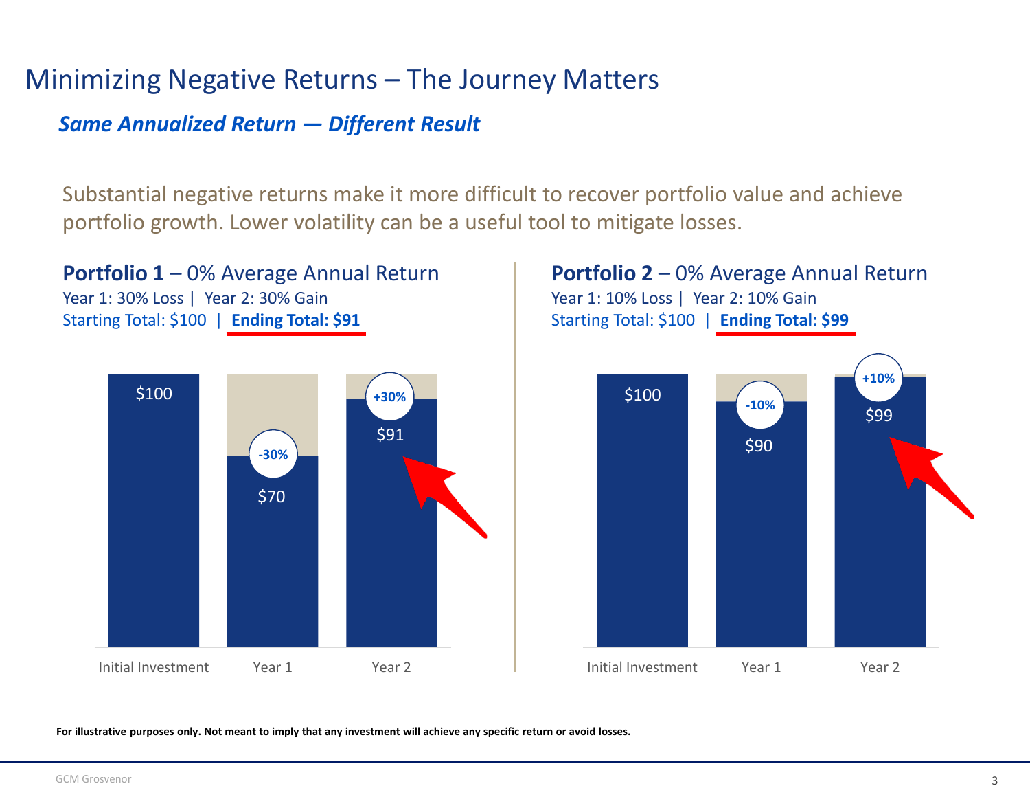# Minimizing Negative Returns – The Journey Matters

***Same Annualized Return — Different Result***

Substantial negative returns make it more difficult to recover portfolio value and achieve portfolio growth. Lower volatility can be a useful tool to mitigate losses.

**Portfolio 1** – 0% Average Annual Return
Year 1: 30% Loss | Year 2: 30% Gain
Starting Total: $100 | **Ending Total: $91**

| | Initial Investment | Year 1 | Year 2 |
|---|---|---|---|
| Change | | -30% | +30% |
| Value | $100 | $70 | $91 |

**Portfolio 2** – 0% Average Annual Return
Year 1: 10% Loss | Year 2: 10% Gain
Starting Total: $100 | **Ending Total: $99**

| | Initial Investment | Year 1 | Year 2 |
|---|---|---|---|
| Change | | -10% | +10% |
| Value | $100 | $90 | $99 |

**For illustrative purposes only. Not meant to imply that any investment will achieve any specific return or avoid losses.**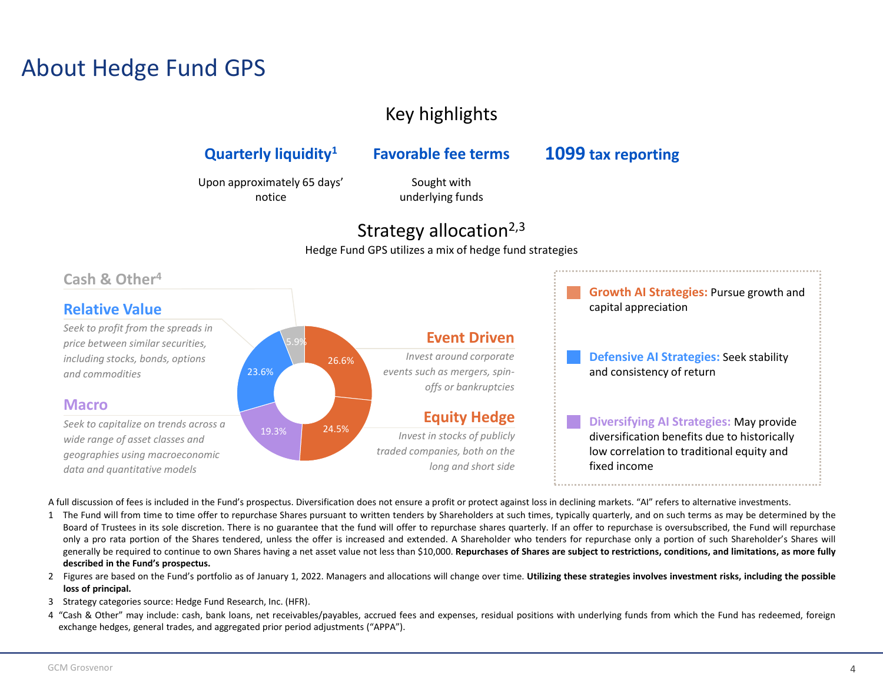# About Hedge Fund GPS

## Key highlights

**Quarterly liquidity**[1]

Upon approximately 65 days' notice

**Favorable fee terms**

Sought with underlying funds

**1099 tax reporting**

## Strategy allocation[2,3]

Hedge Fund GPS utilizes a mix of hedge fund strategies

**Cash & Other**[4] — 5.9%

**Relative Value** — 23.6%

*Seek to profit from the spreads in price between similar securities, including stocks, bonds, options and commodities*

**Macro** — 19.3%

*Seek to capitalize on trends across a wide range of asset classes and geographies using macroeconomic data and quantitative models*

**Event Driven** — 26.6%

*Invest around corporate events such as mergers, spin-offs or bankruptcies*

**Equity Hedge** — 24.5%

*Invest in stocks of publicly traded companies, both on the long and short side*

**Growth AI Strategies:** Pursue growth and capital appreciation

**Defensive AI Strategies:** Seek stability and consistency of return

**Diversifying AI Strategies:** May provide diversification benefits due to historically low correlation to traditional equity and fixed income

A full discussion of fees is included in the Fund's prospectus. Diversification does not ensure a profit or protect against loss in declining markets. "AI" refers to alternative investments.

1. The Fund will from time to time offer to repurchase Shares pursuant to written tenders by Shareholders at such times, typically quarterly, and on such terms as may be determined by the Board of Trustees in its sole discretion. There is no guarantee that the fund will offer to repurchase shares quarterly. If an offer to repurchase is oversubscribed, the Fund will repurchase only a pro rata portion of the Shares tendered, unless the offer is increased and extended. A Shareholder who tenders for repurchase only a portion of such Shareholder's Shares will generally be required to continue to own Shares having a net asset value not less than $10,000. **Repurchases of Shares are subject to restrictions, conditions, and limitations, as more fully described in the Fund's prospectus.**
2. Figures are based on the Fund's portfolio as of January 1, 2022. Managers and allocations will change over time. **Utilizing these strategies involves investment risks, including the possible loss of principal.**
3. Strategy categories source: Hedge Fund Research, Inc. (HFR).
4. "Cash & Other" may include: cash, bank loans, net receivables/payables, accrued fees and expenses, residual positions with underlying funds from which the Fund has redeemed, foreign exchange hedges, general trades, and aggregated prior period adjustments ("APPA").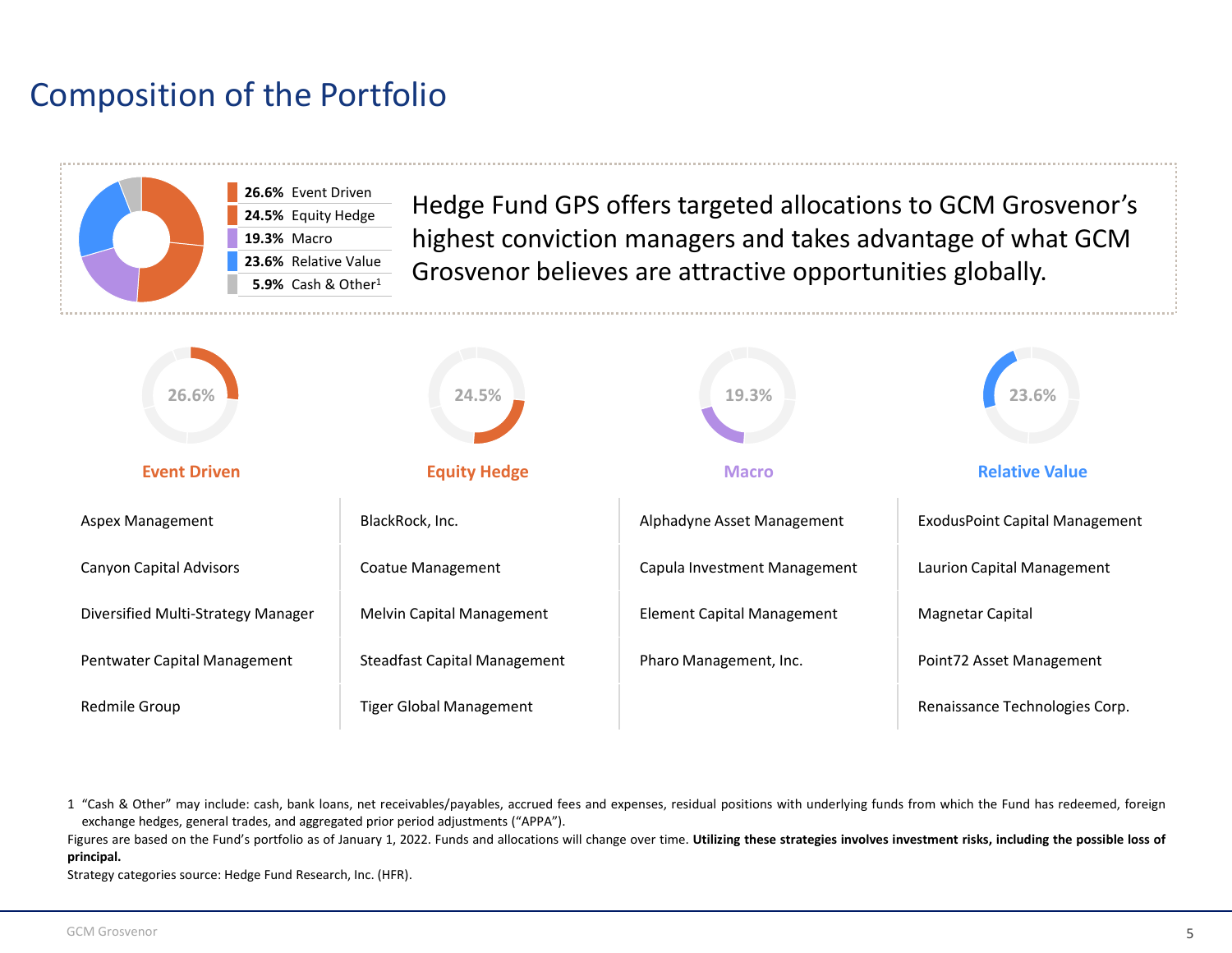# Composition of the Portfolio

| Allocation | Strategy |
| --- | --- |
| **26.6%** | Event Driven |
| **24.5%** | Equity Hedge |
| **19.3%** | Macro |
| **23.6%** | Relative Value |
| **5.9%** | Cash & Other[1] |

Hedge Fund GPS offers targeted allocations to GCM Grosvenor's highest conviction managers and takes advantage of what GCM Grosvenor believes are attractive opportunities globally.

| Event Driven (26.6%) | Equity Hedge (24.5%) | Macro (19.3%) | Relative Value (23.6%) |
| --- | --- | --- | --- |
| Aspex Management | BlackRock, Inc. | Alphadyne Asset Management | ExodusPoint Capital Management |
| Canyon Capital Advisors | Coatue Management | Capula Investment Management | Laurion Capital Management |
| Diversified Multi-Strategy Manager | Melvin Capital Management | Element Capital Management | Magnetar Capital |
| Pentwater Capital Management | Steadfast Capital Management | Pharo Management, Inc. | Point72 Asset Management |
| Redmile Group | Tiger Global Management | | Renaissance Technologies Corp. |

1 "Cash & Other" may include: cash, bank loans, net receivables/payables, accrued fees and expenses, residual positions with underlying funds from which the Fund has redeemed, foreign exchange hedges, general trades, and aggregated prior period adjustments ("APPA").

Figures are based on the Fund's portfolio as of January 1, 2022. Funds and allocations will change over time. **Utilizing these strategies involves investment risks, including the possible loss of principal.**

Strategy categories source: Hedge Fund Research, Inc. (HFR).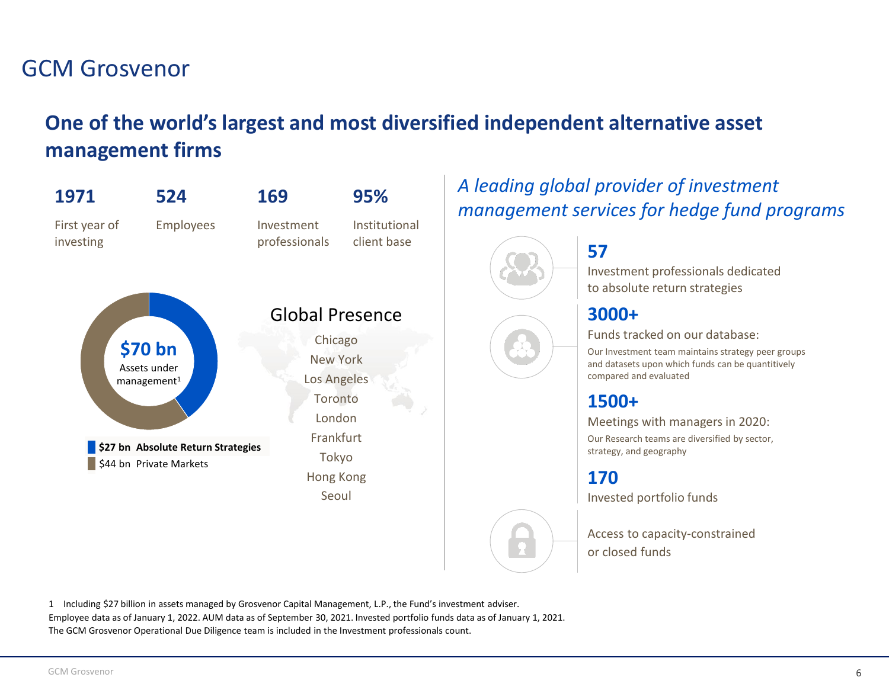# GCM Grosvenor

## One of the world's largest and most diversified independent alternative asset management firms

**1971**
First year of investing

**524**
Employees

**169**
Investment professionals

**95%**
Institutional client base

**$70 bn**
Assets under management[1]

- **$27 bn Absolute Return Strategies**
- $44 bn Private Markets

### Global Presence

Chicago
New York
Los Angeles
Toronto
London
Frankfurt
Tokyo
Hong Kong
Seoul

### *A leading global provider of investment management services for hedge fund programs*

**57**
Investment professionals dedicated to absolute return strategies

**3000+**
Funds tracked on our database:
Our Investment team maintains strategy peer groups and datasets upon which funds can be quantitively compared and evaluated

**1500+**
Meetings with managers in 2020:
Our Research teams are diversified by sector, strategy, and geography

**170**
Invested portfolio funds

Access to capacity-constrained or closed funds

1 Including $27 billion in assets managed by Grosvenor Capital Management, L.P., the Fund's investment adviser.
Employee data as of January 1, 2022. AUM data as of September 30, 2021. Invested portfolio funds data as of January 1, 2021.
The GCM Grosvenor Operational Due Diligence team is included in the Investment professionals count.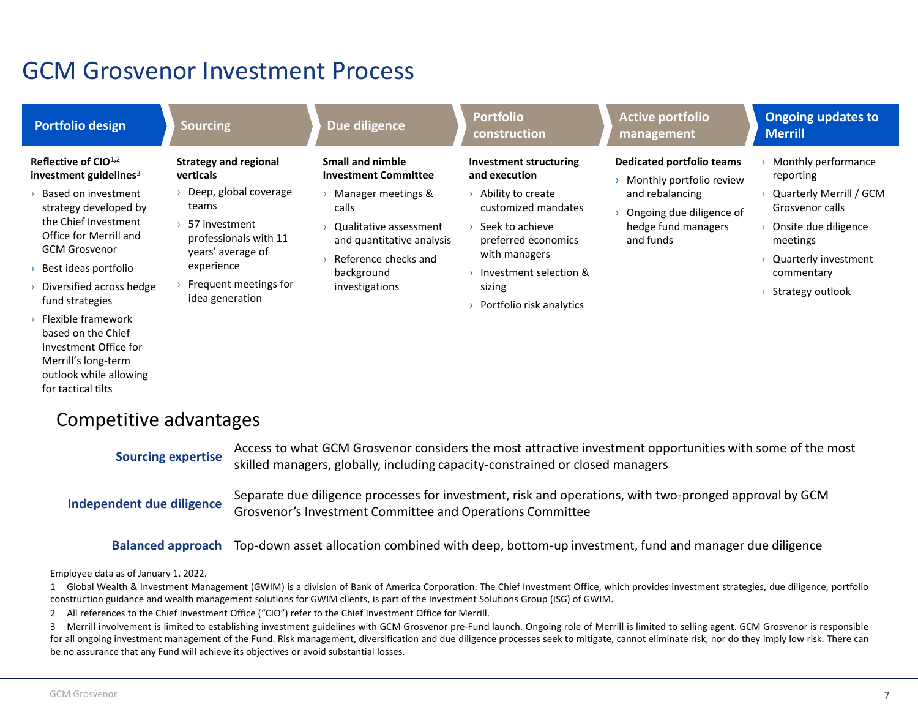# GCM Grosvenor Investment Process

## Portfolio design

**Reflective of CIO[1,2] investment guidelines[3]**

- Based on investment strategy developed by the Chief Investment Office for Merrill and GCM Grosvenor
- Best ideas portfolio
- Diversified across hedge fund strategies
- Flexible framework based on the Chief Investment Office for Merrill's long-term outlook while allowing for tactical tilts

## Sourcing

**Strategy and regional verticals**

- Deep, global coverage teams
- 57 investment professionals with 11 years' average of experience
- Frequent meetings for idea generation

## Due diligence

**Small and nimble Investment Committee**

- Manager meetings & calls
- Qualitative assessment and quantitative analysis
- Reference checks and background investigations

## Portfolio construction

**Investment structuring and execution**

- Ability to create customized mandates
- Seek to achieve preferred economics with managers
- Investment selection & sizing
- Portfolio risk analytics

## Active portfolio management

**Dedicated portfolio teams**

- Monthly portfolio review and rebalancing
- Ongoing due diligence of hedge fund managers and funds

## Ongoing updates to Merrill

- Monthly performance reporting
- Quarterly Merrill / GCM Grosvenor calls
- Onsite due diligence meetings
- Quarterly investment commentary
- Strategy outlook

## Competitive advantages

**Sourcing expertise** Access to what GCM Grosvenor considers the most attractive investment opportunities with some of the most skilled managers, globally, including capacity-constrained or closed managers

**Independent due diligence** Separate due diligence processes for investment, risk and operations, with two-pronged approval by GCM Grosvenor's Investment Committee and Operations Committee

**Balanced approach** Top-down asset allocation combined with deep, bottom-up investment, fund and manager due diligence

Employee data as of January 1, 2022.

1 Global Wealth & Investment Management (GWIM) is a division of Bank of America Corporation. The Chief Investment Office, which provides investment strategies, due diligence, portfolio construction guidance and wealth management solutions for GWIM clients, is part of the Investment Solutions Group (ISG) of GWIM.

2 All references to the Chief Investment Office ("CIO") refer to the Chief Investment Office for Merrill.

3 Merrill involvement is limited to establishing investment guidelines with GCM Grosvenor pre-Fund launch. Ongoing role of Merrill is limited to selling agent. GCM Grosvenor is responsible for all ongoing investment management of the Fund. Risk management, diversification and due diligence processes seek to mitigate, cannot eliminate risk, nor do they imply low risk. There can be no assurance that any Fund will achieve its objectives or avoid substantial losses.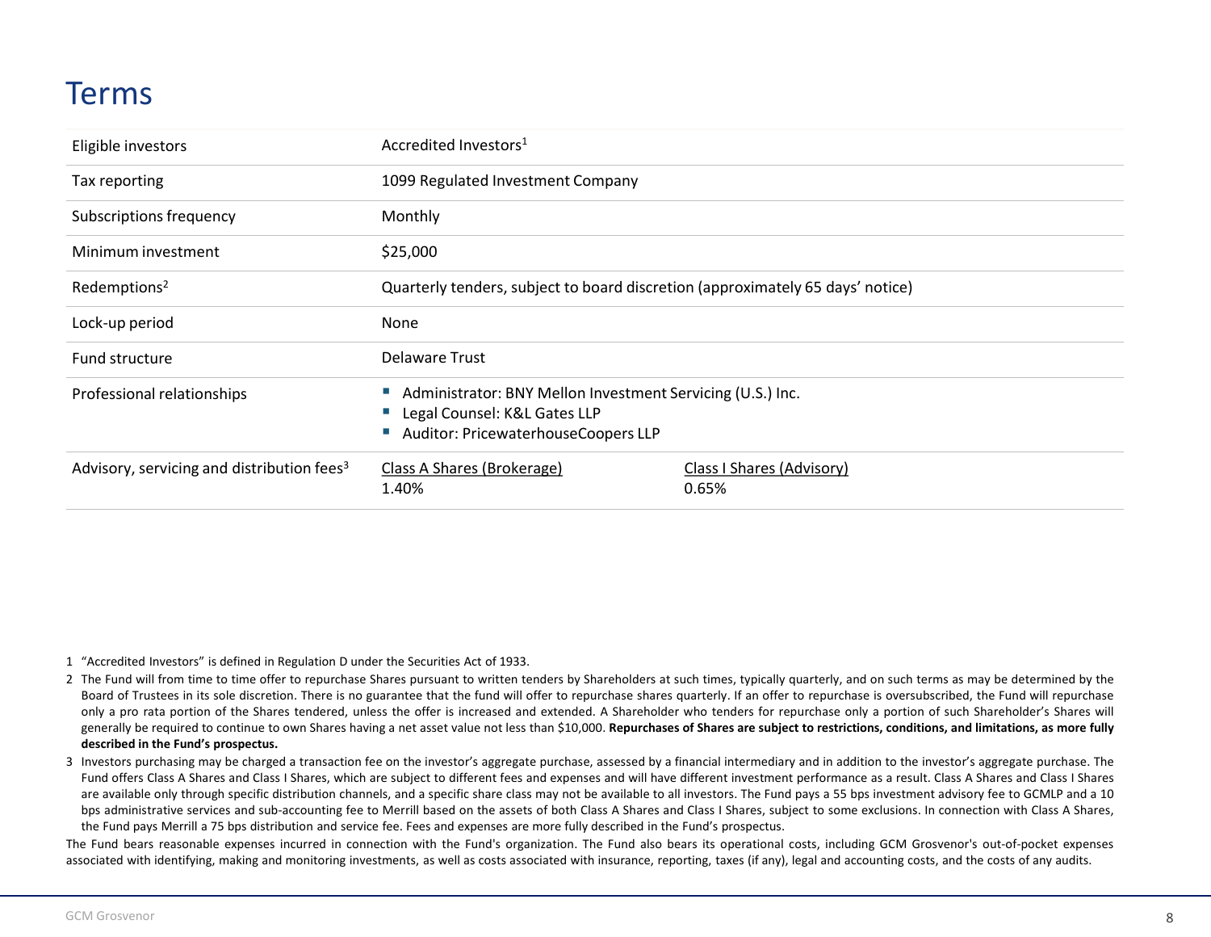# Terms

| | | |
|---|---|---|
| Eligible investors | Accredited Investors[1] | |
| Tax reporting | 1099 Regulated Investment Company | |
| Subscriptions frequency | Monthly | |
| Minimum investment | $25,000 | |
| Redemptions[2] | Quarterly tenders, subject to board discretion (approximately 65 days' notice) | |
| Lock-up period | None | |
| Fund structure | Delaware Trust | |
| Professional relationships | ▪ Administrator: BNY Mellon Investment Servicing (U.S.) Inc.<br>▪ Legal Counsel: K&L Gates LLP<br>▪ Auditor: PricewaterhouseCoopers LLP | |
| Advisory, servicing and distribution fees[3] | Class A Shares (Brokerage)<br>1.40% | Class I Shares (Advisory)<br>0.65% |

1 "Accredited Investors" is defined in Regulation D under the Securities Act of 1933.

2 The Fund will from time to time offer to repurchase Shares pursuant to written tenders by Shareholders at such times, typically quarterly, and on such terms as may be determined by the Board of Trustees in its sole discretion. There is no guarantee that the fund will offer to repurchase shares quarterly. If an offer to repurchase is oversubscribed, the Fund will repurchase only a pro rata portion of the Shares tendered, unless the offer is increased and extended. A Shareholder who tenders for repurchase only a portion of such Shareholder's Shares will generally be required to continue to own Shares having a net asset value not less than $10,000. **Repurchases of Shares are subject to restrictions, conditions, and limitations, as more fully described in the Fund's prospectus.**

3 Investors purchasing may be charged a transaction fee on the investor's aggregate purchase, assessed by a financial intermediary and in addition to the investor's aggregate purchase. The Fund offers Class A Shares and Class I Shares, which are subject to different fees and expenses and will have different investment performance as a result. Class A Shares and Class I Shares are available only through specific distribution channels, and a specific share class may not be available to all investors. The Fund pays a 55 bps investment advisory fee to GCMLP and a 10 bps administrative services and sub-accounting fee to Merrill based on the assets of both Class A Shares and Class I Shares, subject to some exclusions. In connection with Class A Shares, the Fund pays Merrill a 75 bps distribution and service fee. Fees and expenses are more fully described in the Fund's prospectus.

The Fund bears reasonable expenses incurred in connection with the Fund's organization. The Fund also bears its operational costs, including GCM Grosvenor's out-of-pocket expenses associated with identifying, making and monitoring investments, as well as costs associated with insurance, reporting, taxes (if any), legal and accounting costs, and the costs of any audits.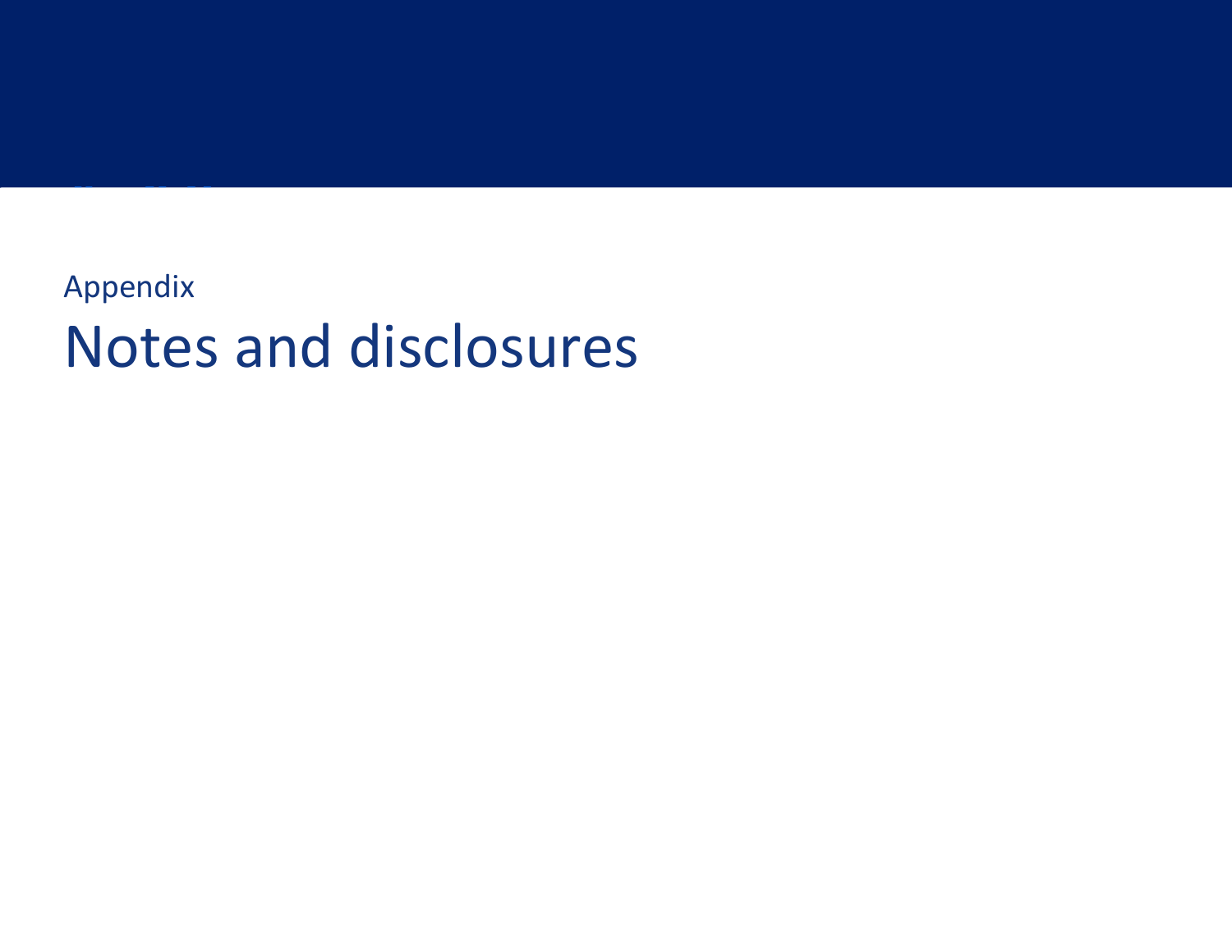Appendix

# Notes and disclosures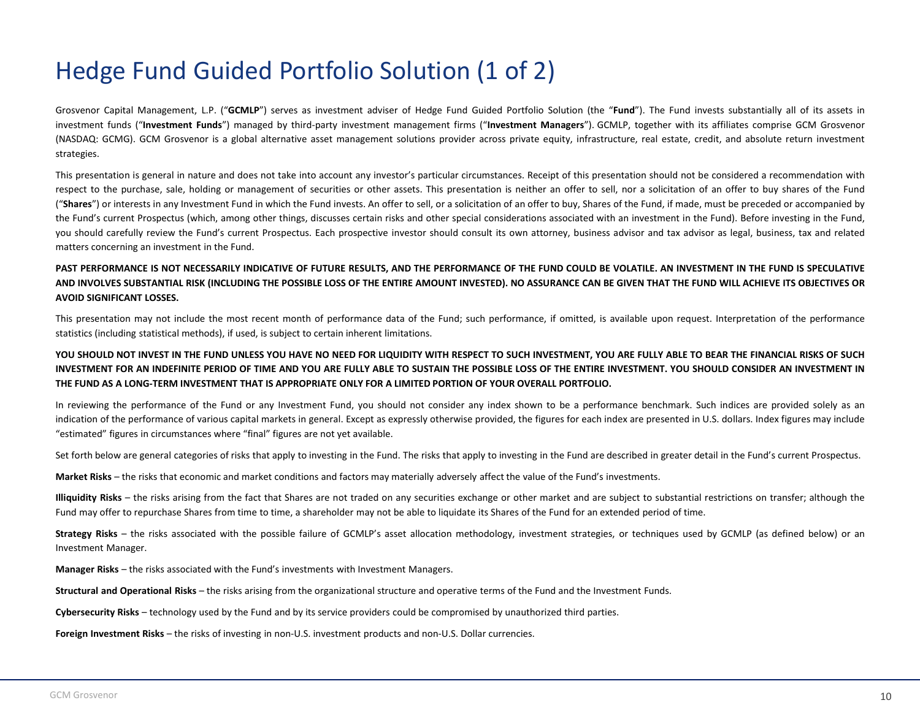# Hedge Fund Guided Portfolio Solution (1 of 2)

Grosvenor Capital Management, L.P. ("**GCMLP**") serves as investment adviser of Hedge Fund Guided Portfolio Solution (the "**Fund**"). The Fund invests substantially all of its assets in investment funds ("**Investment Funds**") managed by third-party investment management firms ("**Investment Managers**"). GCMLP, together with its affiliates comprise GCM Grosvenor (NASDAQ: GCMG). GCM Grosvenor is a global alternative asset management solutions provider across private equity, infrastructure, real estate, credit, and absolute return investment strategies.

This presentation is general in nature and does not take into account any investor's particular circumstances. Receipt of this presentation should not be considered a recommendation with respect to the purchase, sale, holding or management of securities or other assets. This presentation is neither an offer to sell, nor a solicitation of an offer to buy shares of the Fund ("**Shares**") or interests in any Investment Fund in which the Fund invests. An offer to sell, or a solicitation of an offer to buy, Shares of the Fund, if made, must be preceded or accompanied by the Fund's current Prospectus (which, among other things, discusses certain risks and other special considerations associated with an investment in the Fund). Before investing in the Fund, you should carefully review the Fund's current Prospectus. Each prospective investor should consult its own attorney, business advisor and tax advisor as legal, business, tax and related matters concerning an investment in the Fund.

**PAST PERFORMANCE IS NOT NECESSARILY INDICATIVE OF FUTURE RESULTS, AND THE PERFORMANCE OF THE FUND COULD BE VOLATILE. AN INVESTMENT IN THE FUND IS SPECULATIVE AND INVOLVES SUBSTANTIAL RISK (INCLUDING THE POSSIBLE LOSS OF THE ENTIRE AMOUNT INVESTED). NO ASSURANCE CAN BE GIVEN THAT THE FUND WILL ACHIEVE ITS OBJECTIVES OR AVOID SIGNIFICANT LOSSES.**

This presentation may not include the most recent month of performance data of the Fund; such performance, if omitted, is available upon request. Interpretation of the performance statistics (including statistical methods), if used, is subject to certain inherent limitations.

**YOU SHOULD NOT INVEST IN THE FUND UNLESS YOU HAVE NO NEED FOR LIQUIDITY WITH RESPECT TO SUCH INVESTMENT, YOU ARE FULLY ABLE TO BEAR THE FINANCIAL RISKS OF SUCH INVESTMENT FOR AN INDEFINITE PERIOD OF TIME AND YOU ARE FULLY ABLE TO SUSTAIN THE POSSIBLE LOSS OF THE ENTIRE INVESTMENT. YOU SHOULD CONSIDER AN INVESTMENT IN THE FUND AS A LONG-TERM INVESTMENT THAT IS APPROPRIATE ONLY FOR A LIMITED PORTION OF YOUR OVERALL PORTFOLIO.**

In reviewing the performance of the Fund or any Investment Fund, you should not consider any index shown to be a performance benchmark. Such indices are provided solely as an indication of the performance of various capital markets in general. Except as expressly otherwise provided, the figures for each index are presented in U.S. dollars. Index figures may include "estimated" figures in circumstances where "final" figures are not yet available.

Set forth below are general categories of risks that apply to investing in the Fund. The risks that apply to investing in the Fund are described in greater detail in the Fund's current Prospectus.

**Market Risks** – the risks that economic and market conditions and factors may materially adversely affect the value of the Fund's investments.

**Illiquidity Risks** – the risks arising from the fact that Shares are not traded on any securities exchange or other market and are subject to substantial restrictions on transfer; although the Fund may offer to repurchase Shares from time to time, a shareholder may not be able to liquidate its Shares of the Fund for an extended period of time.

**Strategy Risks** – the risks associated with the possible failure of GCMLP's asset allocation methodology, investment strategies, or techniques used by GCMLP (as defined below) or an Investment Manager.

**Manager Risks** – the risks associated with the Fund's investments with Investment Managers.

**Structural and Operational Risks** – the risks arising from the organizational structure and operative terms of the Fund and the Investment Funds.

**Cybersecurity Risks** – technology used by the Fund and by its service providers could be compromised by unauthorized third parties.

**Foreign Investment Risks** – the risks of investing in non-U.S. investment products and non-U.S. Dollar currencies.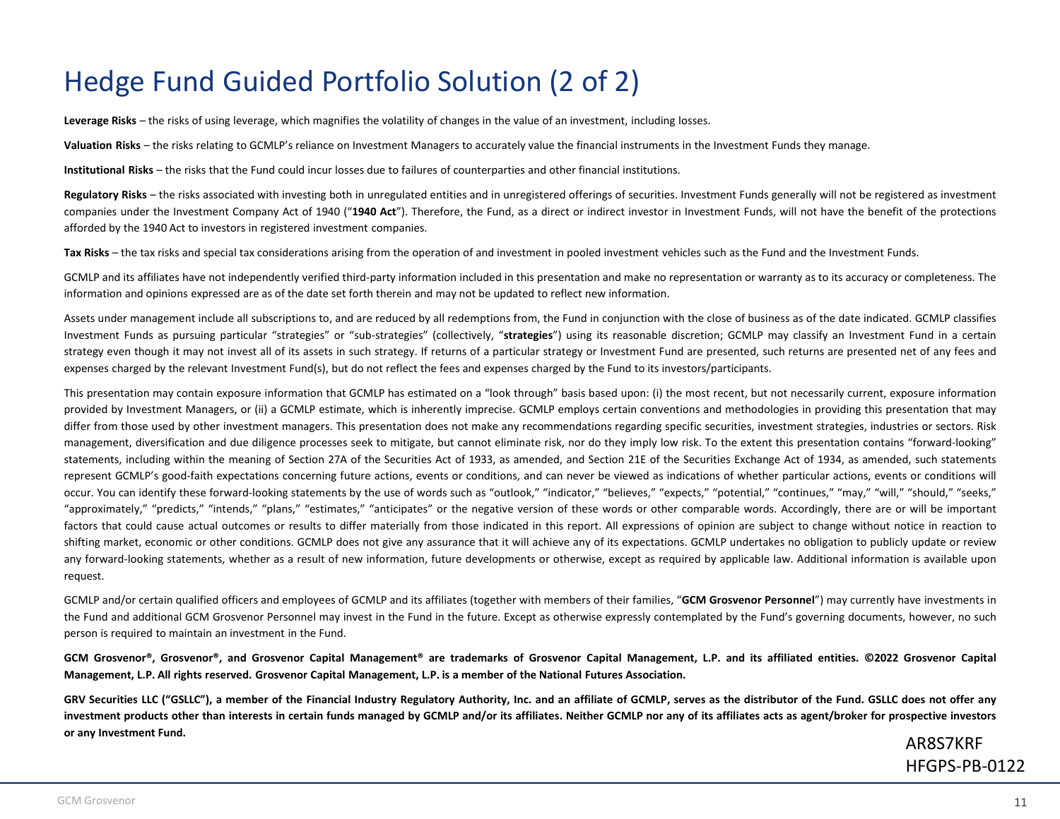# Hedge Fund Guided Portfolio Solution (2 of 2)

**Leverage Risks** – the risks of using leverage, which magnifies the volatility of changes in the value of an investment, including losses.

**Valuation Risks** – the risks relating to GCMLP's reliance on Investment Managers to accurately value the financial instruments in the Investment Funds they manage.

**Institutional Risks** – the risks that the Fund could incur losses due to failures of counterparties and other financial institutions.

**Regulatory Risks** – the risks associated with investing both in unregulated entities and in unregistered offerings of securities. Investment Funds generally will not be registered as investment companies under the Investment Company Act of 1940 ("**1940 Act**"). Therefore, the Fund, as a direct or indirect investor in Investment Funds, will not have the benefit of the protections afforded by the 1940 Act to investors in registered investment companies.

**Tax Risks** – the tax risks and special tax considerations arising from the operation of and investment in pooled investment vehicles such as the Fund and the Investment Funds.

GCMLP and its affiliates have not independently verified third-party information included in this presentation and make no representation or warranty as to its accuracy or completeness. The information and opinions expressed are as of the date set forth therein and may not be updated to reflect new information.

Assets under management include all subscriptions to, and are reduced by all redemptions from, the Fund in conjunction with the close of business as of the date indicated. GCMLP classifies Investment Funds as pursuing particular "strategies" or "sub-strategies" (collectively, "**strategies**") using its reasonable discretion; GCMLP may classify an Investment Fund in a certain strategy even though it may not invest all of its assets in such strategy. If returns of a particular strategy or Investment Fund are presented, such returns are presented net of any fees and expenses charged by the relevant Investment Fund(s), but do not reflect the fees and expenses charged by the Fund to its investors/participants.

This presentation may contain exposure information that GCMLP has estimated on a "look through" basis based upon: (i) the most recent, but not necessarily current, exposure information provided by Investment Managers, or (ii) a GCMLP estimate, which is inherently imprecise. GCMLP employs certain conventions and methodologies in providing this presentation that may differ from those used by other investment managers. This presentation does not make any recommendations regarding specific securities, investment strategies, industries or sectors. Risk management, diversification and due diligence processes seek to mitigate, but cannot eliminate risk, nor do they imply low risk. To the extent this presentation contains "forward-looking" statements, including within the meaning of Section 27A of the Securities Act of 1933, as amended, and Section 21E of the Securities Exchange Act of 1934, as amended, such statements represent GCMLP's good-faith expectations concerning future actions, events or conditions, and can never be viewed as indications of whether particular actions, events or conditions will occur. You can identify these forward-looking statements by the use of words such as "outlook," "indicator," "believes," "expects," "potential," "continues," "may," "will," "should," "seeks," "approximately," "predicts," "intends," "plans," "estimates," "anticipates" or the negative version of these words or other comparable words. Accordingly, there are or will be important factors that could cause actual outcomes or results to differ materially from those indicated in this report. All expressions of opinion are subject to change without notice in reaction to shifting market, economic or other conditions. GCMLP does not give any assurance that it will achieve any of its expectations. GCMLP undertakes no obligation to publicly update or review any forward-looking statements, whether as a result of new information, future developments or otherwise, except as required by applicable law. Additional information is available upon request.

GCMLP and/or certain qualified officers and employees of GCMLP and its affiliates (together with members of their families, "**GCM Grosvenor Personnel**") may currently have investments in the Fund and additional GCM Grosvenor Personnel may invest in the Fund in the future. Except as otherwise expressly contemplated by the Fund's governing documents, however, no such person is required to maintain an investment in the Fund.

**GCM Grosvenor®, Grosvenor®, and Grosvenor Capital Management® are trademarks of Grosvenor Capital Management, L.P. and its affiliated entities. ©2022 Grosvenor Capital Management, L.P. All rights reserved. Grosvenor Capital Management, L.P. is a member of the National Futures Association.**

**GRV Securities LLC ("GSLLC"), a member of the Financial Industry Regulatory Authority, Inc. and an affiliate of GCMLP, serves as the distributor of the Fund. GSLLC does not offer any investment products other than interests in certain funds managed by GCMLP and/or its affiliates. Neither GCMLP nor any of its affiliates acts as agent/broker for prospective investors or any Investment Fund.**

AR8S7KRF
HFGPS-PB-0122